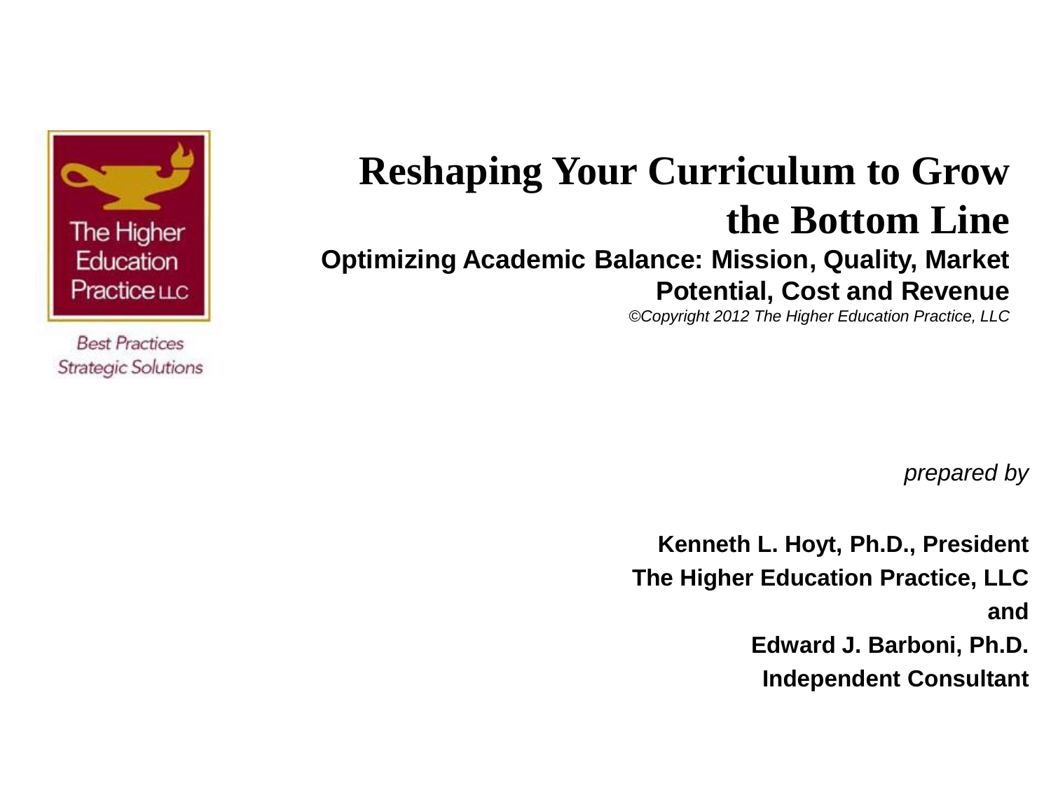The Higher Education Practice LLC

Best Practices
Strategic Solutions

# Reshaping Your Curriculum to Grow the Bottom Line

## Optimizing Academic Balance: Mission, Quality, Market Potential, Cost and Revenue

*©Copyright 2012 The Higher Education Practice, LLC*

*prepared by*

**Kenneth L. Hoyt, Ph.D., President**
**The Higher Education Practice, LLC**
**and**
**Edward J. Barboni, Ph.D.**
**Independent Consultant**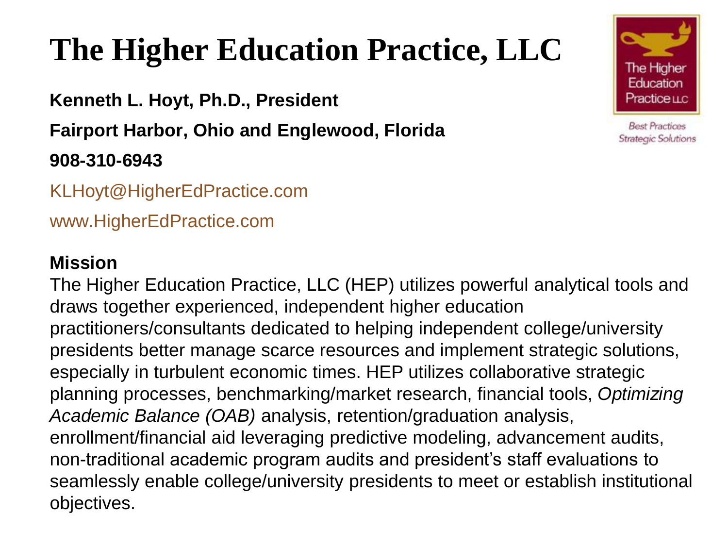# The Higher Education Practice, LLC

**Kenneth L. Hoyt, Ph.D., President**

**Fairport Harbor, Ohio and Englewood, Florida**

**908-310-6943**

KLHoyt@HigherEdPractice.com

www.HigherEdPractice.com

The Higher Education Practice LLC

*Best Practices Strategic Solutions*

**Mission**

The Higher Education Practice, LLC (HEP) utilizes powerful analytical tools and draws together experienced, independent higher education practitioners/consultants dedicated to helping independent college/university presidents better manage scarce resources and implement strategic solutions, especially in turbulent economic times. HEP utilizes collaborative strategic planning processes, benchmarking/market research, financial tools, *Optimizing Academic Balance (OAB)* analysis, retention/graduation analysis, enrollment/financial aid leveraging predictive modeling, advancement audits, non-traditional academic program audits and president's staff evaluations to seamlessly enable college/university presidents to meet or establish institutional objectives.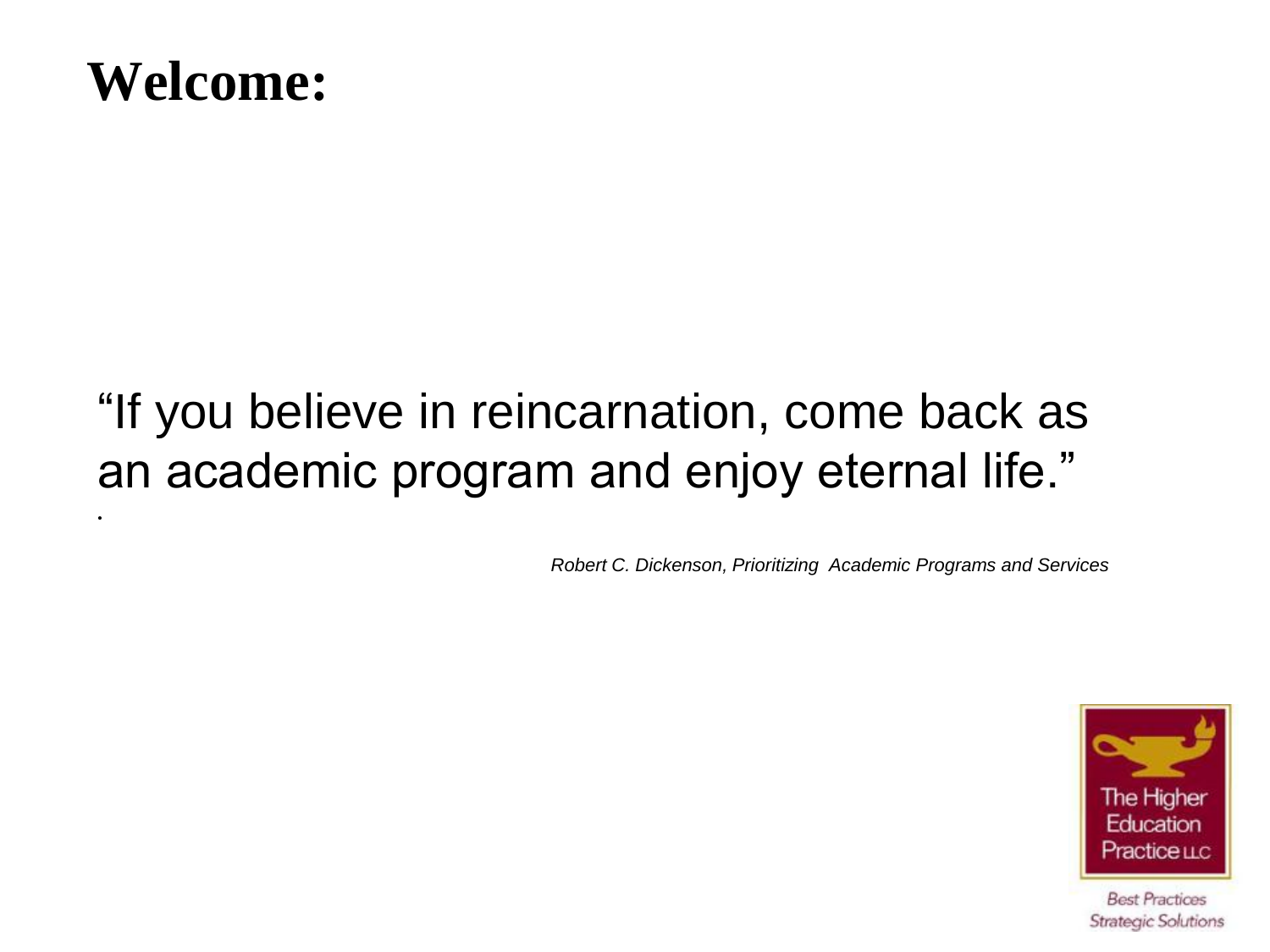# Welcome:

“If you believe in reincarnation, come back as an academic program and enjoy eternal life.”

*Robert C. Dickenson, Prioritizing Academic Programs and Services*

The Higher Education Practice LLC

*Best Practices Strategic Solutions*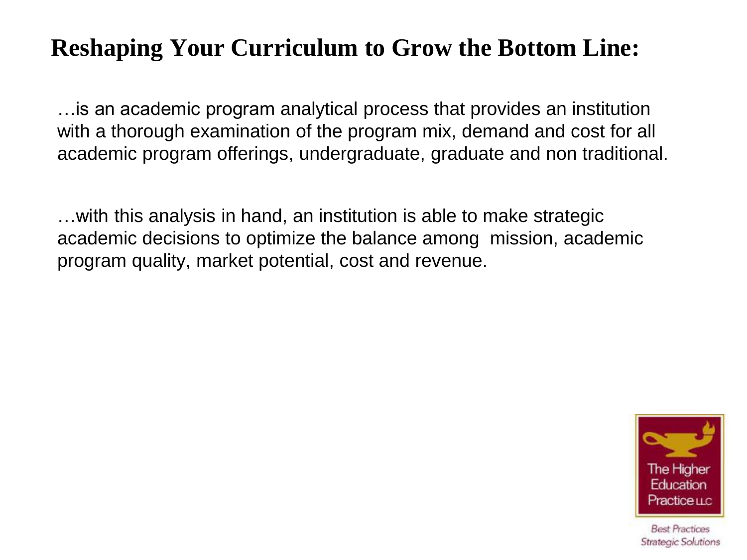# Reshaping Your Curriculum to Grow the Bottom Line:

…is an academic program analytical process that provides an institution with a thorough examination of the program mix, demand and cost for all academic program offerings, undergraduate, graduate and non traditional.

…with this analysis in hand, an institution is able to make strategic academic decisions to optimize the balance among mission, academic program quality, market potential, cost and revenue.

The Higher Education Practice LLC

*Best Practices Strategic Solutions*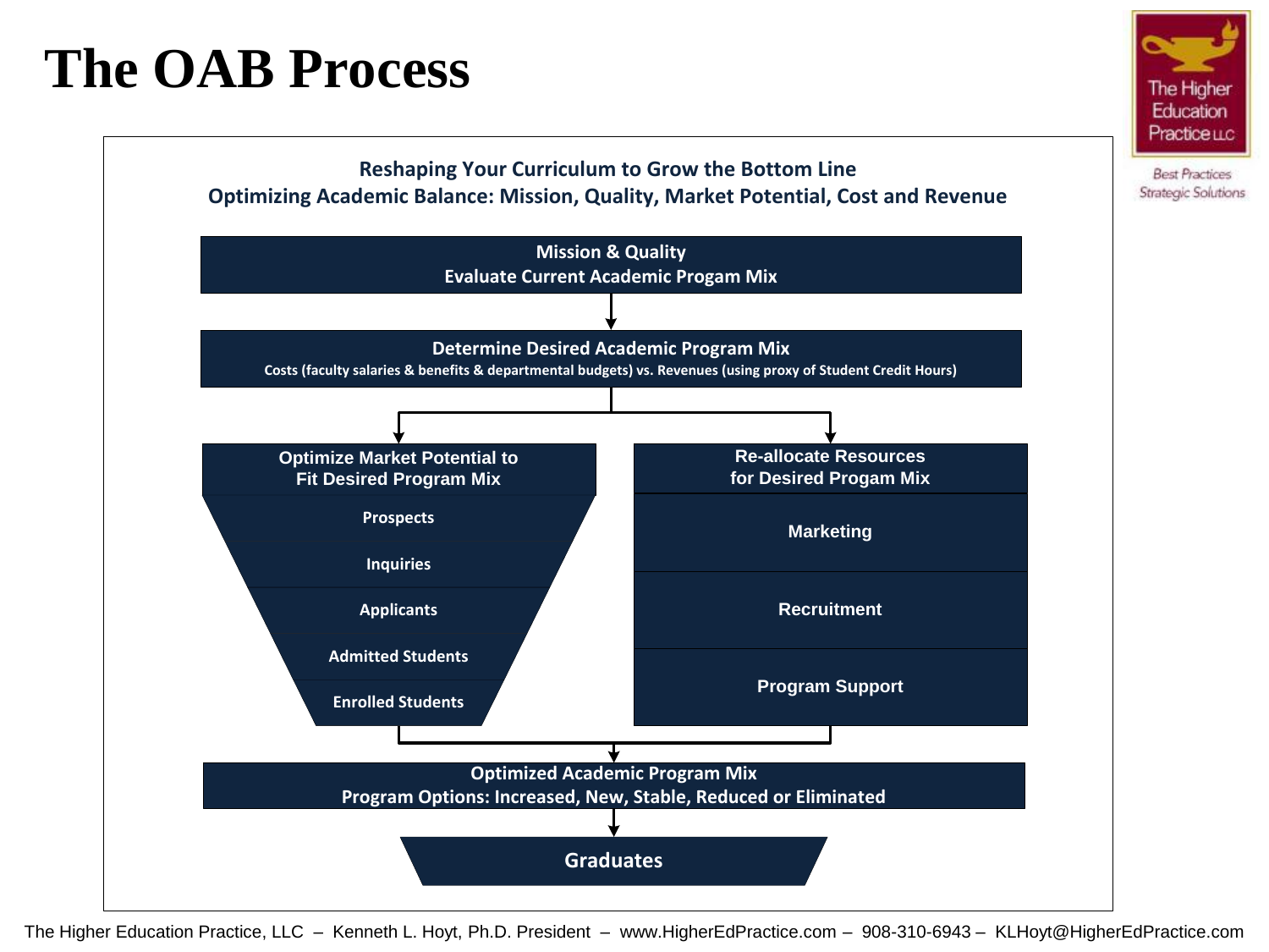# The OAB Process

The Higher Education Practice LLC
Best Practices
Strategic Solutions

**Reshaping Your Curriculum to Grow the Bottom Line**
**Optimizing Academic Balance: Mission, Quality, Market Potential, Cost and Revenue**

**Mission & Quality**
**Evaluate Current Academic Progam Mix**

↓

**Determine Desired Academic Program Mix**
Costs (faculty salaries & benefits & departmental budgets) vs. Revenues (using proxy of Student Credit Hours)

↓

**Optimize Market Potential to Fit Desired Program Mix**
- Prospects
- Inquiries
- Applicants
- Admitted Students
- Enrolled Students

**Re-allocate Resources for Desired Progam Mix**
- Marketing
- Recruitment
- Program Support

↓

**Optimized Academic Program Mix**
**Program Options: Increased, New, Stable, Reduced or Eliminated**

↓

**Graduates**

The Higher Education Practice, LLC – Kenneth L. Hoyt, Ph.D. President – www.HigherEdPractice.com – 908-310-6943 – KLHoyt@HigherEdPractice.com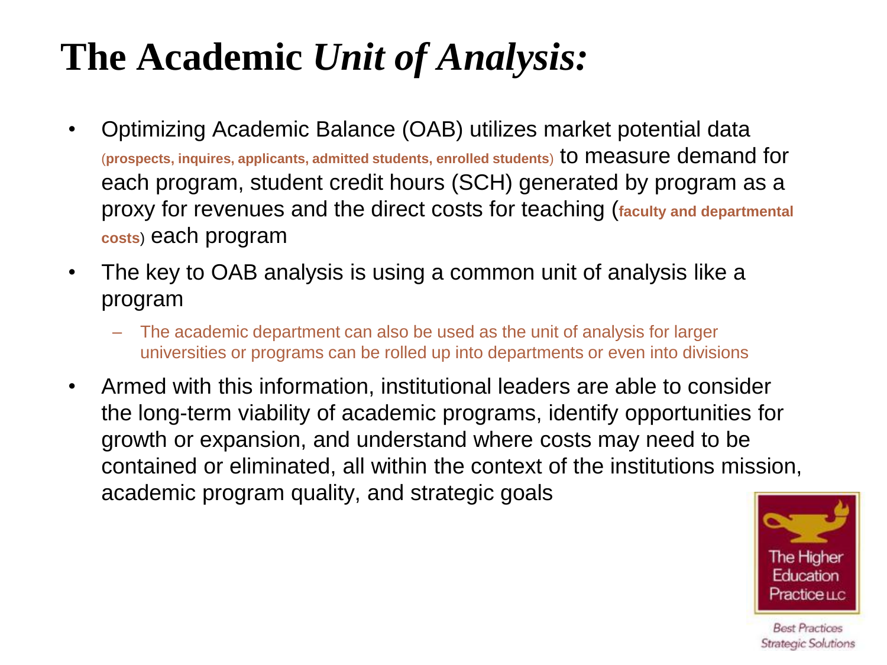# The Academic *Unit of Analysis:*

- Optimizing Academic Balance (OAB) utilizes market potential data (**prospects, inquires, applicants, admitted students, enrolled students**) to measure demand for each program, student credit hours (SCH) generated by program as a proxy for revenues and the direct costs for teaching (**faculty and departmental costs**) each program
- The key to OAB analysis is using a common unit of analysis like a program
  - The academic department can also be used as the unit of analysis for larger universities or programs can be rolled up into departments or even into divisions
- Armed with this information, institutional leaders are able to consider the long-term viability of academic programs, identify opportunities for growth or expansion, and understand where costs may need to be contained or eliminated, all within the context of the institutions mission, academic program quality, and strategic goals

The Higher Education Practice LLC

*Best Practices Strategic Solutions*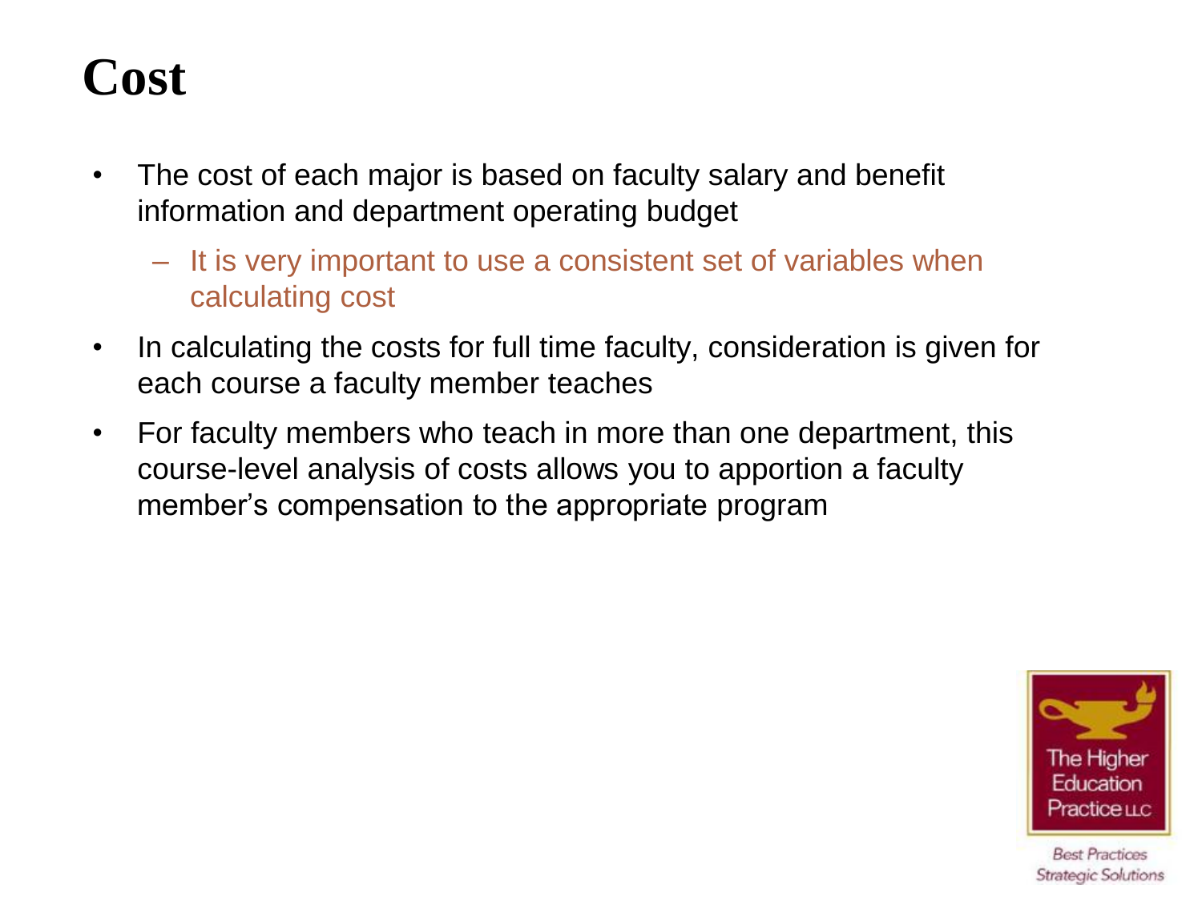# Cost

- The cost of each major is based on faculty salary and benefit information and department operating budget
  - It is very important to use a consistent set of variables when calculating cost
- In calculating the costs for full time faculty, consideration is given for each course a faculty member teaches
- For faculty members who teach in more than one department, this course-level analysis of costs allows you to apportion a faculty member's compensation to the appropriate program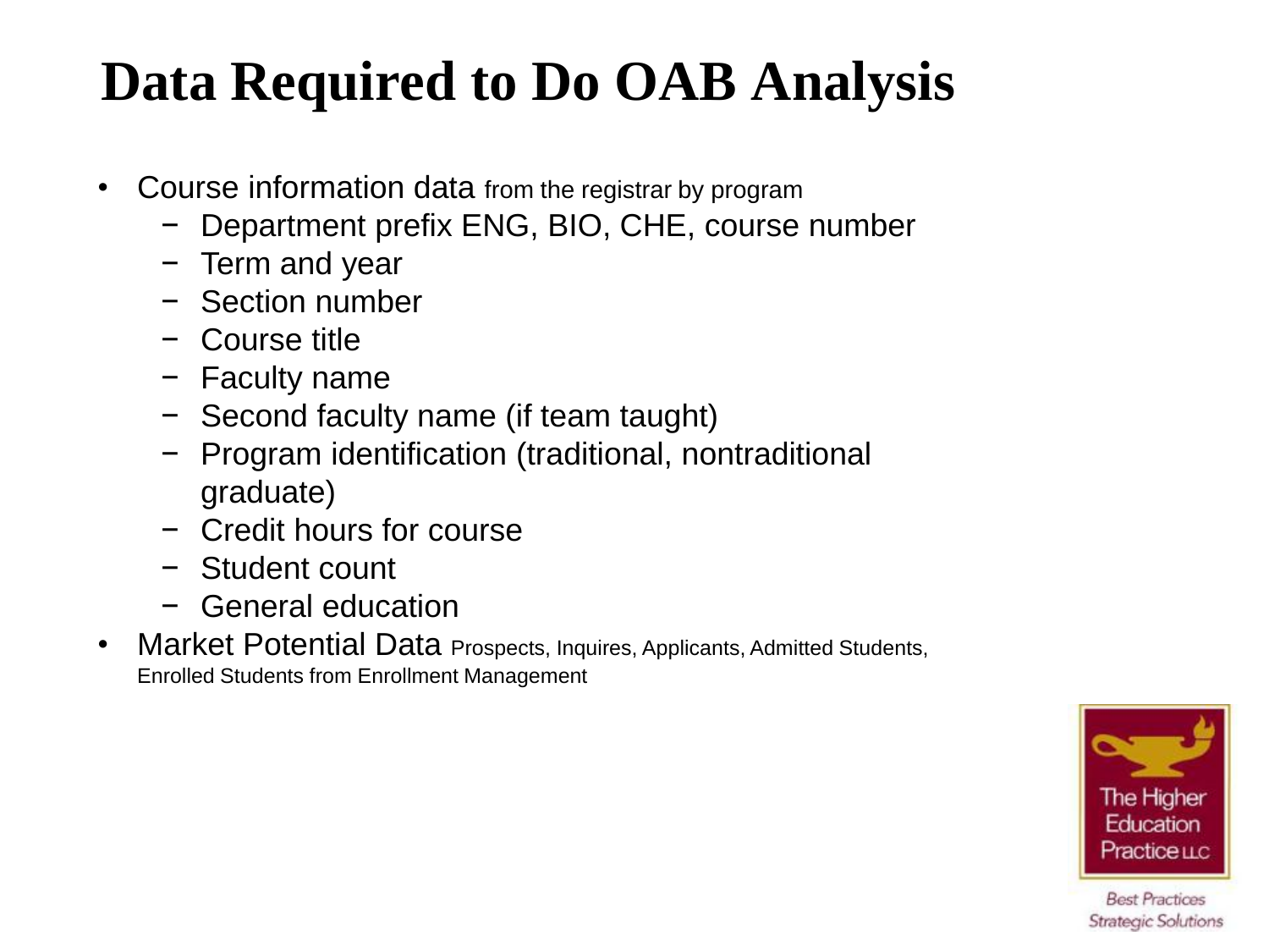# Data Required to Do OAB Analysis

- Course information data from the registrar by program
  - Department prefix ENG, BIO, CHE, course number
  - Term and year
  - Section number
  - Course title
  - Faculty name
  - Second faculty name (if team taught)
  - Program identification (traditional, nontraditional graduate)
  - Credit hours for course
  - Student count
  - General education
- Market Potential Data Prospects, Inquires, Applicants, Admitted Students, Enrolled Students from Enrollment Management

The Higher Education Practice LLC

*Best Practices Strategic Solutions*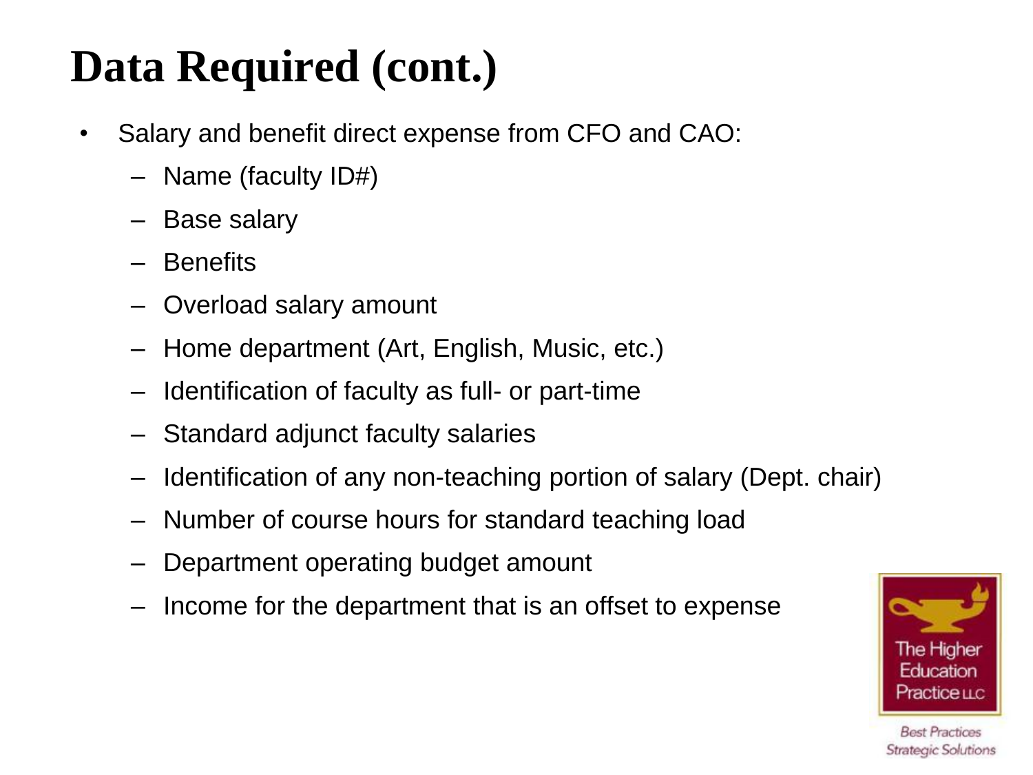# Data Required (cont.)

- Salary and benefit direct expense from CFO and CAO:
  - Name (faculty ID#)
  - Base salary
  - Benefits
  - Overload salary amount
  - Home department (Art, English, Music, etc.)
  - Identification of faculty as full- or part-time
  - Standard adjunct faculty salaries
  - Identification of any non-teaching portion of salary (Dept. chair)
  - Number of course hours for standard teaching load
  - Department operating budget amount
  - Income for the department that is an offset to expense

The Higher Education Practice LLC

*Best Practices Strategic Solutions*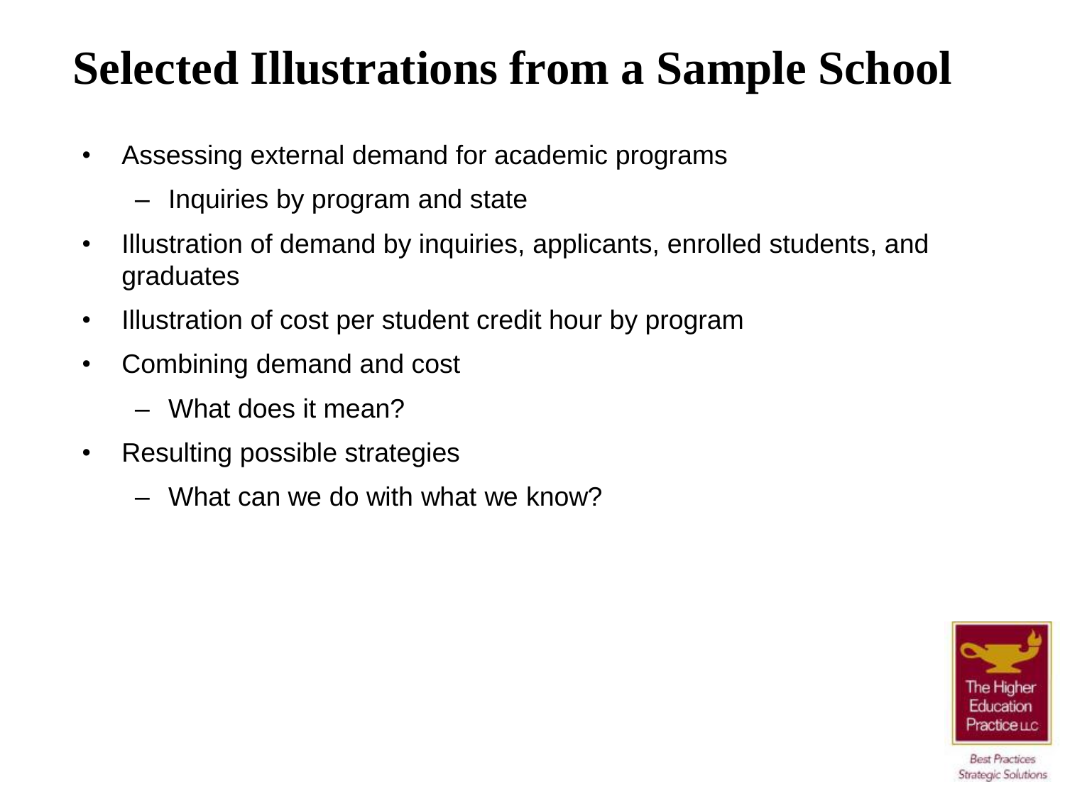# Selected Illustrations from a Sample School

- Assessing external demand for academic programs
  - Inquiries by program and state
- Illustration of demand by inquiries, applicants, enrolled students, and graduates
- Illustration of cost per student credit hour by program
- Combining demand and cost
  - What does it mean?
- Resulting possible strategies
  - What can we do with what we know?

The Higher Education Practice LLC

Best Practices Strategic Solutions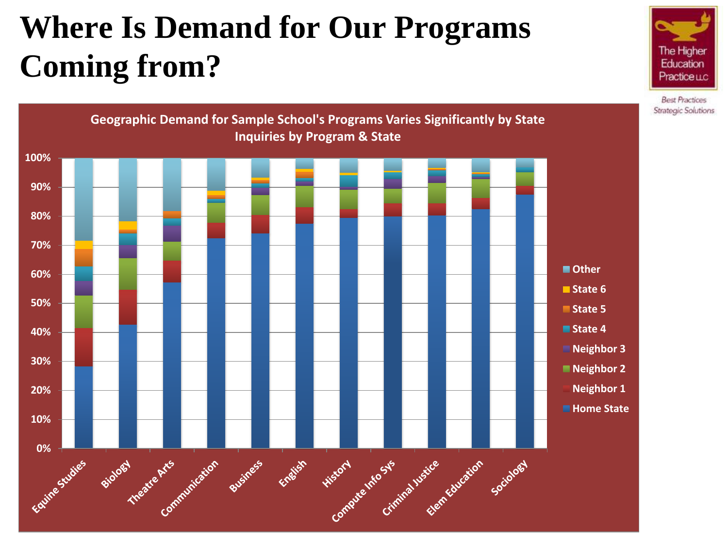# Where Is Demand for Our Programs Coming from?

The Higher Education Practice LLC

*Best Practices Strategic Solutions*

**Geographic Demand for Sample School's Programs Varies Significantly by State**
**Inquiries by Program & State**

Y-axis: 0%, 10%, 20%, 30%, 40%, 50%, 60%, 70%, 80%, 90%, 100%

Programs: Equine Studies, Biology, Theatre Arts, Communication, Business, English, History, Compute Info Sys, Criminal Justice, Elem Education, Sociology

Legend: Other, State 6, State 5, State 4, Neighbor 3, Neighbor 2, Neighbor 1, Home State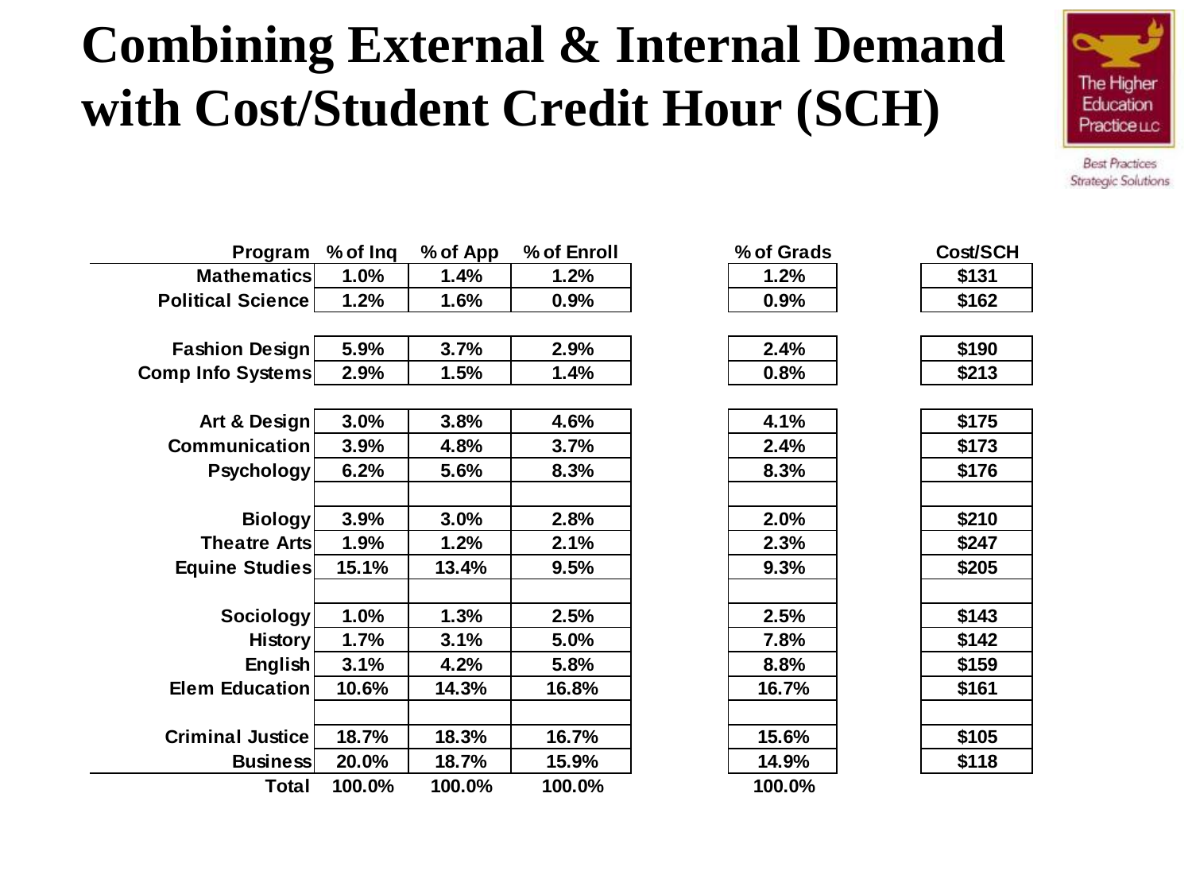# Combining External & Internal Demand with Cost/Student Credit Hour (SCH)

The Higher Education Practice LLC

Best Practices Strategic Solutions

| Program | % of Inq | % of App | % of Enroll | % of Grads | Cost/SCH |
|---|---|---|---|---|---|
| Mathematics | 1.0% | 1.4% | 1.2% | 1.2% | $131 |
| Political Science | 1.2% | 1.6% | 0.9% | 0.9% | $162 |
| | | | | | |
| Fashion Design | 5.9% | 3.7% | 2.9% | 2.4% | $190 |
| Comp Info Systems | 2.9% | 1.5% | 1.4% | 0.8% | $213 |
| | | | | | |
| Art & Design | 3.0% | 3.8% | 4.6% | 4.1% | $175 |
| Communication | 3.9% | 4.8% | 3.7% | 2.4% | $173 |
| Psychology | 6.2% | 5.6% | 8.3% | 8.3% | $176 |
| | | | | | |
| Biology | 3.9% | 3.0% | 2.8% | 2.0% | $210 |
| Theatre Arts | 1.9% | 1.2% | 2.1% | 2.3% | $247 |
| Equine Studies | 15.1% | 13.4% | 9.5% | 9.3% | $205 |
| | | | | | |
| Sociology | 1.0% | 1.3% | 2.5% | 2.5% | $143 |
| History | 1.7% | 3.1% | 5.0% | 7.8% | $142 |
| English | 3.1% | 4.2% | 5.8% | 8.8% | $159 |
| Elem Education | 10.6% | 14.3% | 16.8% | 16.7% | $161 |
| | | | | | |
| Criminal Justice | 18.7% | 18.3% | 16.7% | 15.6% | $105 |
| Business | 20.0% | 18.7% | 15.9% | 14.9% | $118 |
| Total | 100.0% | 100.0% | 100.0% | 100.0% | |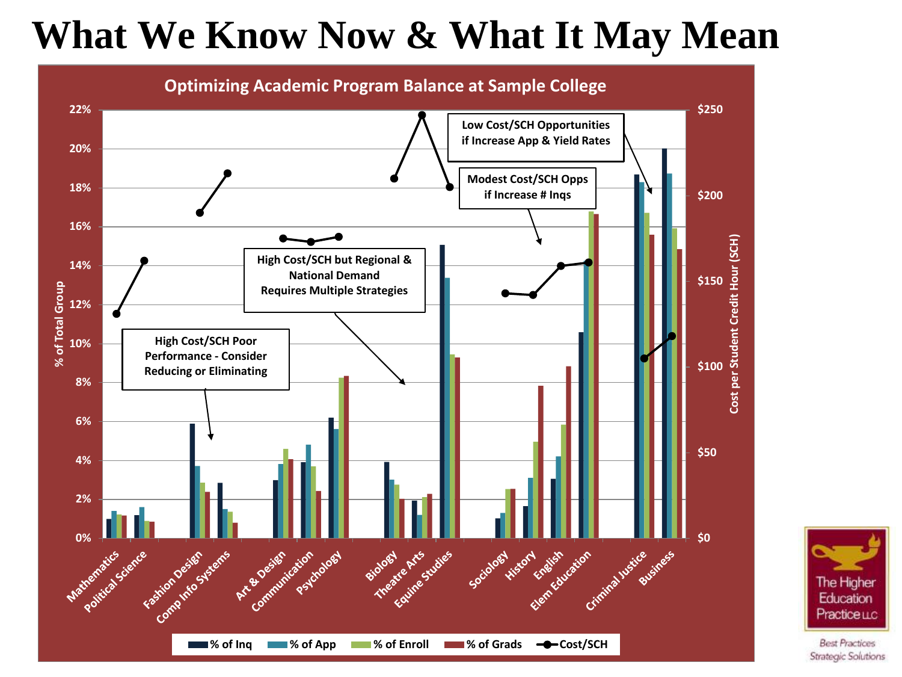# What We Know Now & What It May Mean

**Optimizing Academic Program Balance at Sample College**

Left axis: % of Total Group (0%–22%)
Right axis: Cost per Student Credit Hour (SCH) ($0–$250)

Programs: Mathematics, Political Science, Fashion Design, Comp Info Systems, Art & Design, Communication, Psychology, Biology, Theatre Arts, Equine Studies, Sociology, History, English, Elem Education, Criminal Justice, Business

Legend: % of Inq, % of App, % of Enroll, % of Grads, Cost/SCH

Annotations:

- High Cost/SCH Poor Performance - Consider Reducing or Eliminating
- High Cost/SCH but Regional & National Demand Requires Multiple Strategies
- Modest Cost/SCH Opps if Increase # Inqs
- Low Cost/SCH Opportunities if Increase App & Yield Rates

The Higher Education Practice LLC
Best Practices Strategic Solutions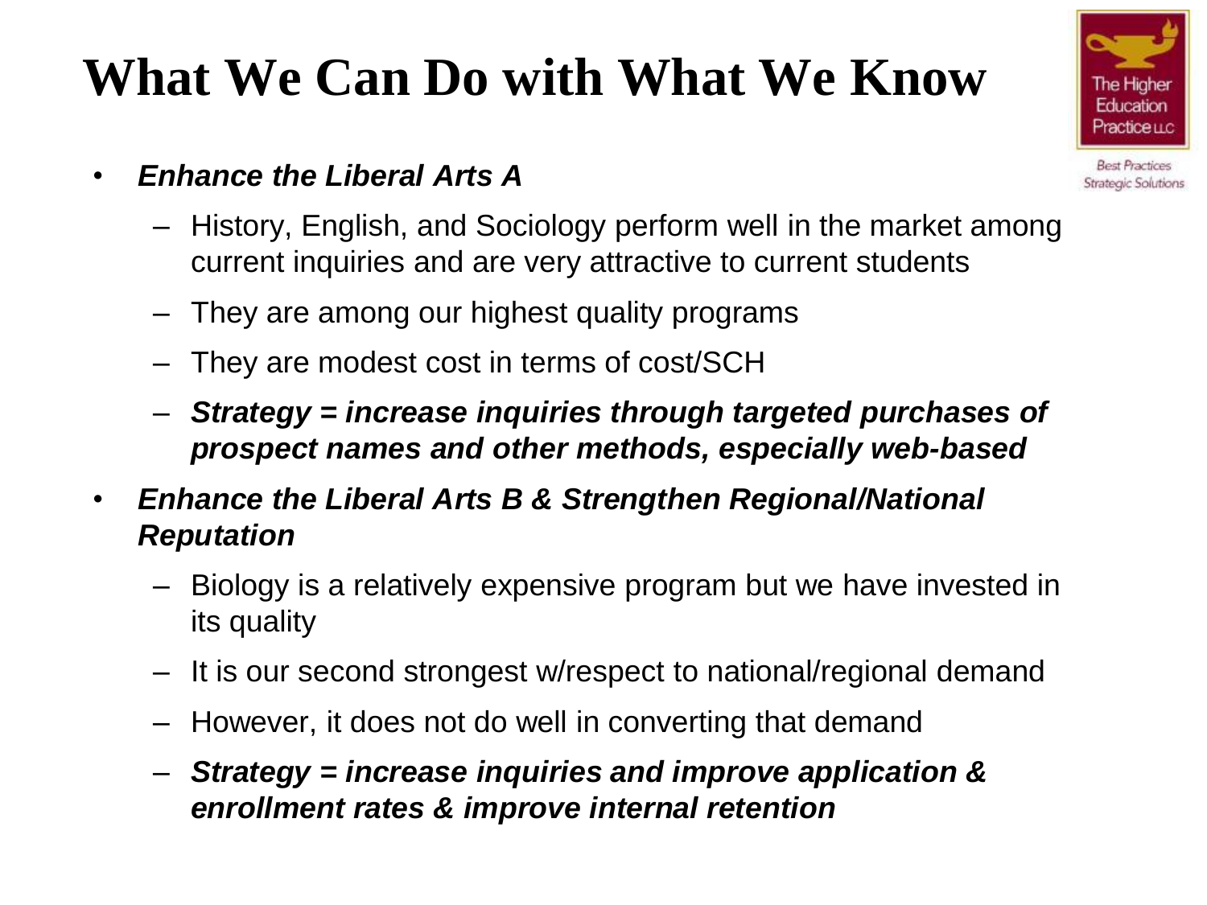# What We Can Do with What We Know

- ***Enhance the Liberal Arts A***
  - History, English, and Sociology perform well in the market among current inquiries and are very attractive to current students
  - They are among our highest quality programs
  - They are modest cost in terms of cost/SCH
  - ***Strategy = increase inquiries through targeted purchases of prospect names and other methods, especially web-based***
- ***Enhance the Liberal Arts B & Strengthen Regional/National Reputation***
  - Biology is a relatively expensive program but we have invested in its quality
  - It is our second strongest w/respect to national/regional demand
  - However, it does not do well in converting that demand
  - ***Strategy = increase inquiries and improve application & enrollment rates & improve internal retention***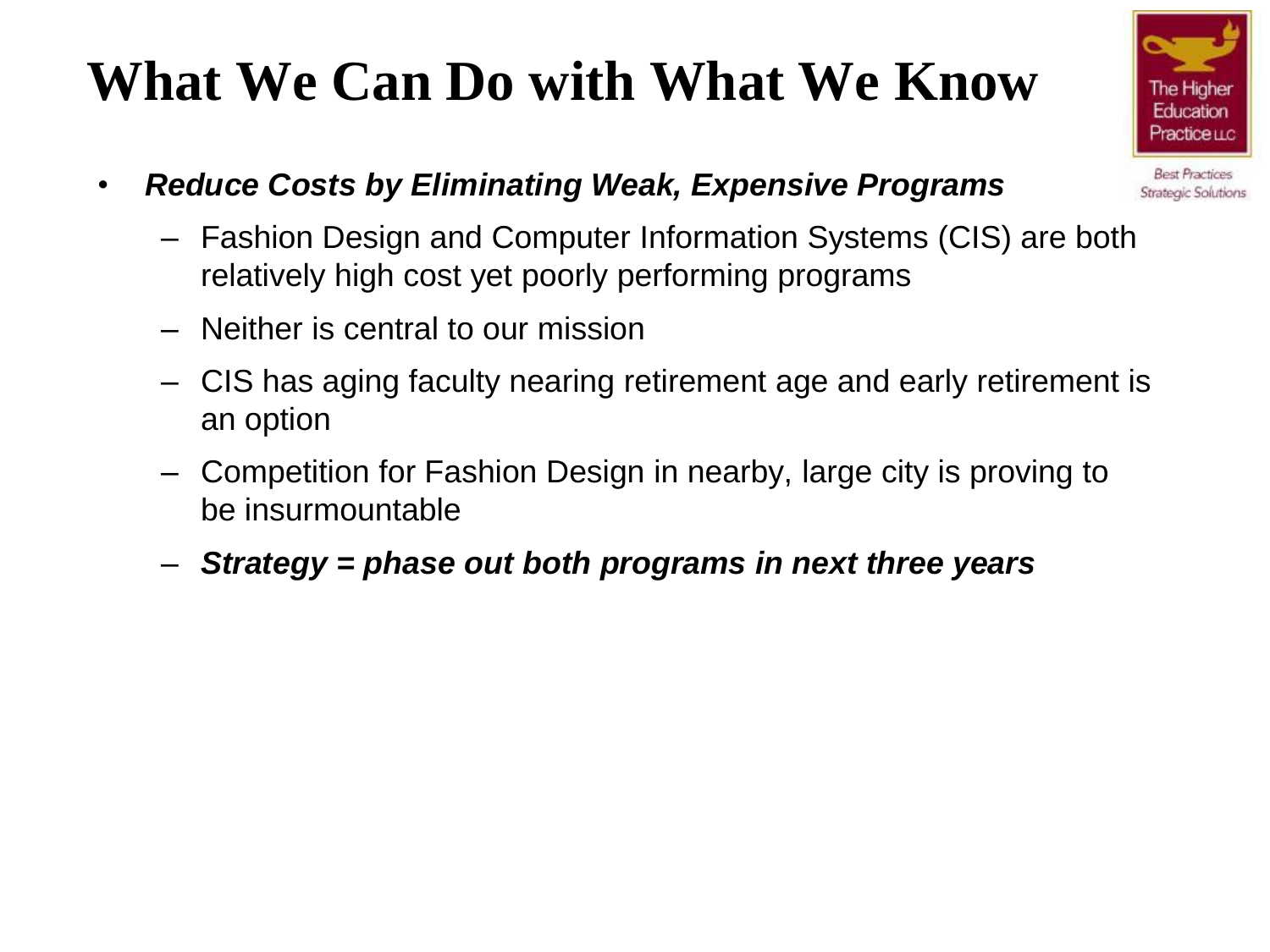# What We Can Do with What We Know

- ***Reduce Costs by Eliminating Weak, Expensive Programs***
  - Fashion Design and Computer Information Systems (CIS) are both relatively high cost yet poorly performing programs
  - Neither is central to our mission
  - CIS has aging faculty nearing retirement age and early retirement is an option
  - Competition for Fashion Design in nearby, large city is proving to be insurmountable
  - ***Strategy = phase out both programs in next three years***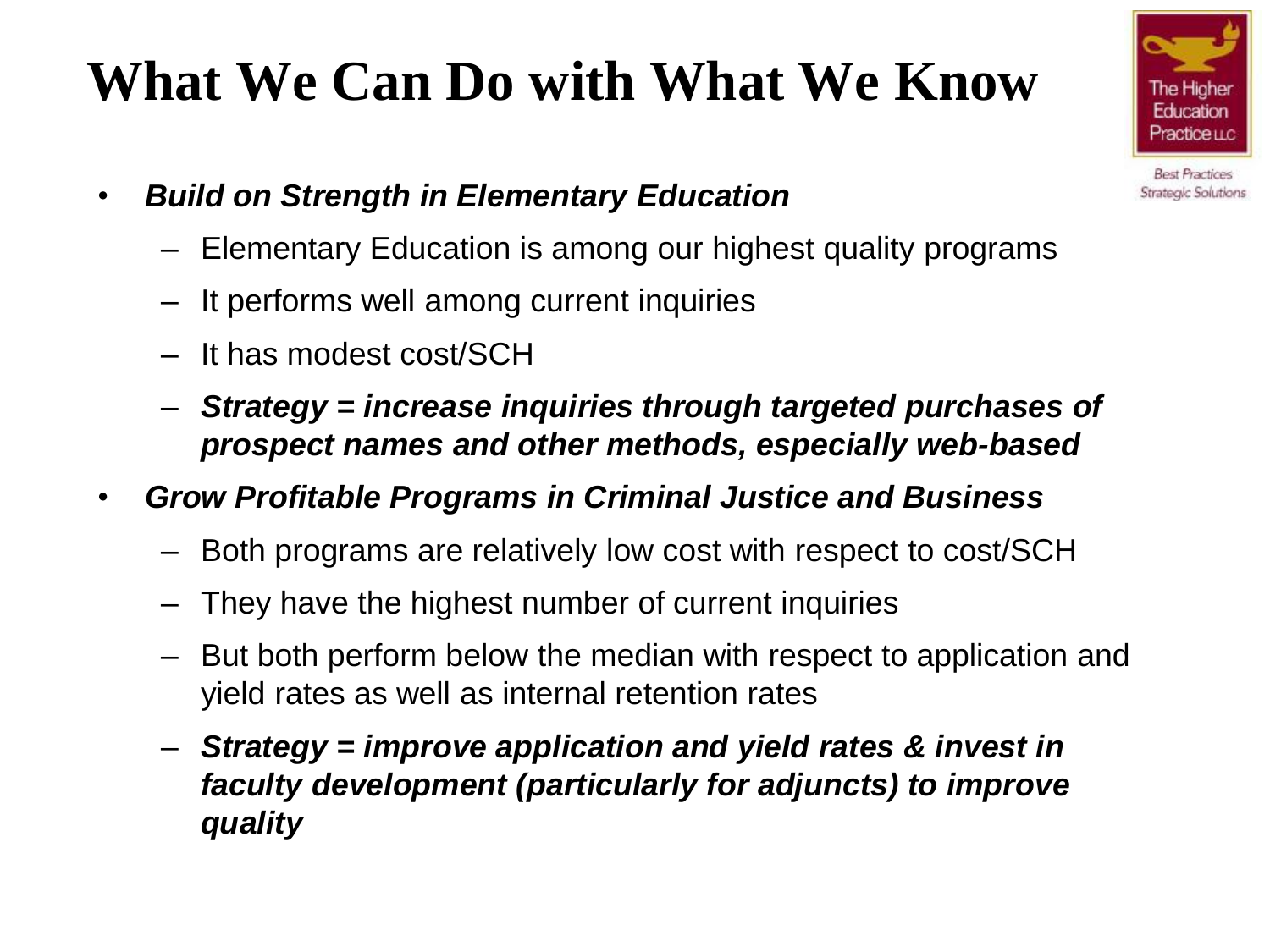# What We Can Do with What We Know

- ***Build on Strength in Elementary Education***
  - Elementary Education is among our highest quality programs
  - It performs well among current inquiries
  - It has modest cost/SCH
  - ***Strategy = increase inquiries through targeted purchases of prospect names and other methods, especially web-based***
- ***Grow Profitable Programs in Criminal Justice and Business***
  - Both programs are relatively low cost with respect to cost/SCH
  - They have the highest number of current inquiries
  - But both perform below the median with respect to application and yield rates as well as internal retention rates
  - ***Strategy = improve application and yield rates & invest in faculty development (particularly for adjuncts) to improve quality***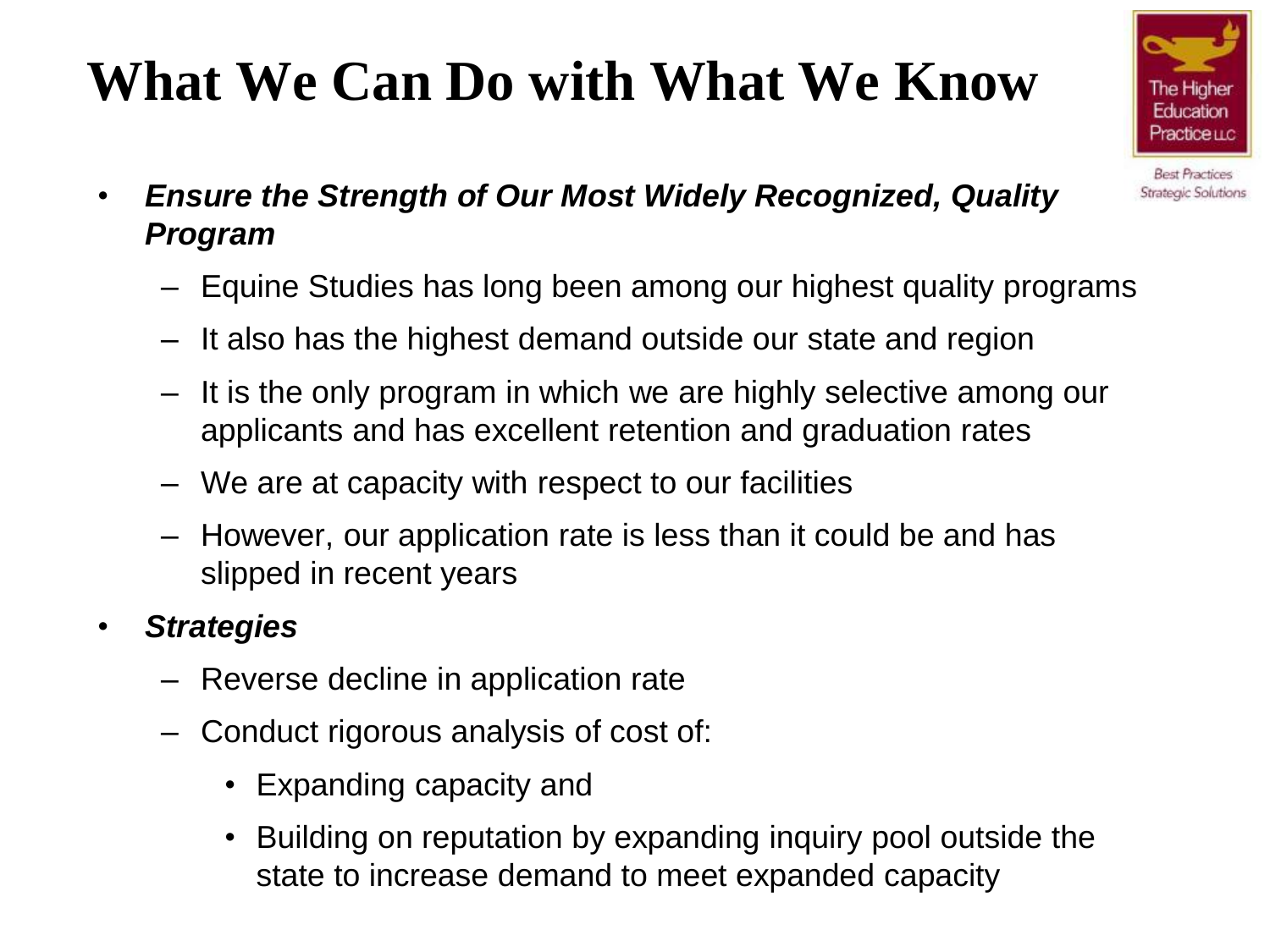# What We Can Do with What We Know

- ***Ensure the Strength of Our Most Widely Recognized, Quality Program***
  - Equine Studies has long been among our highest quality programs
  - It also has the highest demand outside our state and region
  - It is the only program in which we are highly selective among our applicants and has excellent retention and graduation rates
  - We are at capacity with respect to our facilities
  - However, our application rate is less than it could be and has slipped in recent years
- ***Strategies***
  - Reverse decline in application rate
  - Conduct rigorous analysis of cost of:
    - Expanding capacity and
    - Building on reputation by expanding inquiry pool outside the state to increase demand to meet expanded capacity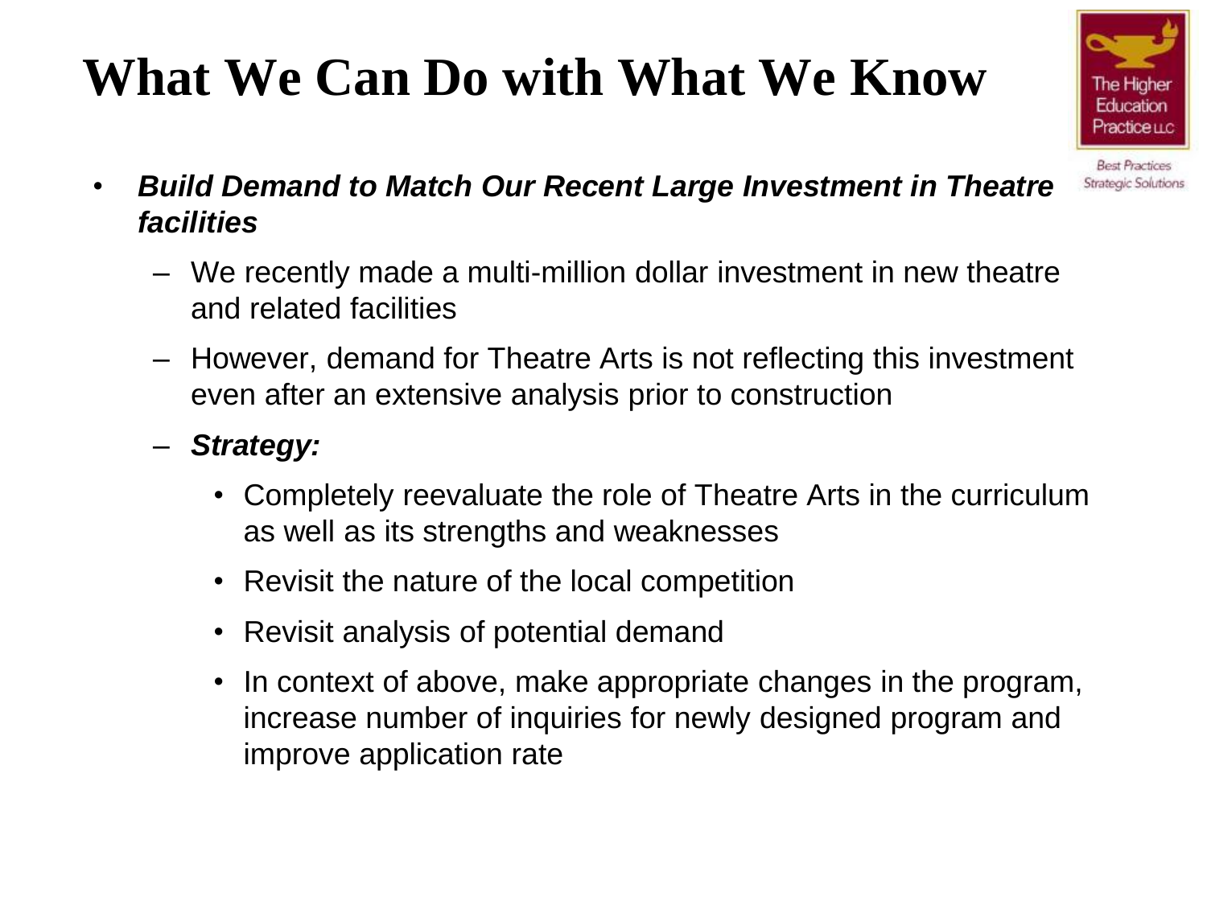# What We Can Do with What We Know

- ***Build Demand to Match Our Recent Large Investment in Theatre facilities***
  - We recently made a multi-million dollar investment in new theatre and related facilities
  - However, demand for Theatre Arts is not reflecting this investment even after an extensive analysis prior to construction
  - ***Strategy:***
    - Completely reevaluate the role of Theatre Arts in the curriculum as well as its strengths and weaknesses
    - Revisit the nature of the local competition
    - Revisit analysis of potential demand
    - In context of above, make appropriate changes in the program, increase number of inquiries for newly designed program and improve application rate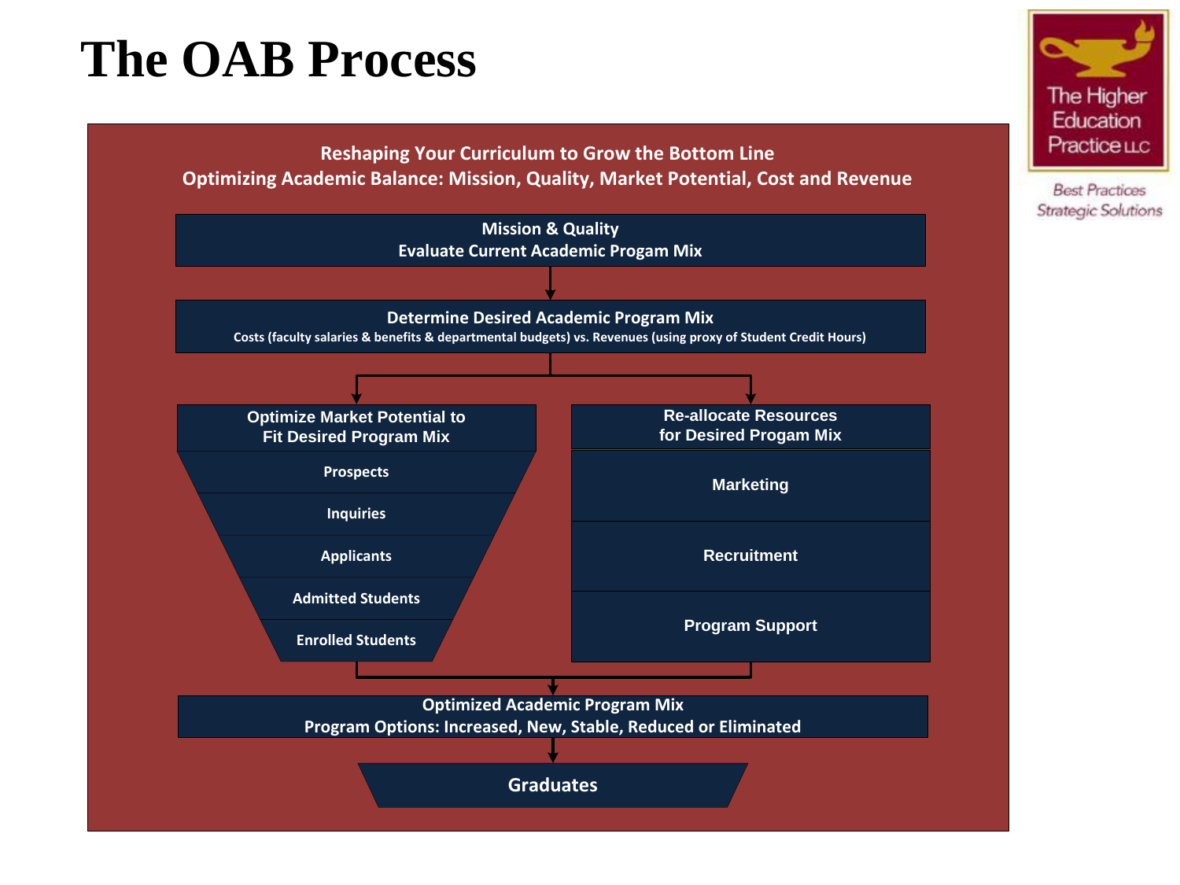# The OAB Process

The Higher Education Practice LLC

*Best Practices Strategic Solutions*

**Reshaping Your Curriculum to Grow the Bottom Line**
**Optimizing Academic Balance: Mission, Quality, Market Potential, Cost and Revenue**

**Mission & Quality**
**Evaluate Current Academic Progam Mix**

**Determine Desired Academic Program Mix**
Costs (faculty salaries & benefits & departmental budgets) vs. Revenues (using proxy of Student Credit Hours)

**Optimize Market Potential to Fit Desired Program Mix**

- Prospects
- Inquiries
- Applicants
- Admitted Students
- Enrolled Students

**Re-allocate Resources for Desired Progam Mix**

- Marketing
- Recruitment
- Program Support

**Optimized Academic Program Mix**
**Program Options: Increased, New, Stable, Reduced or Eliminated**

**Graduates**